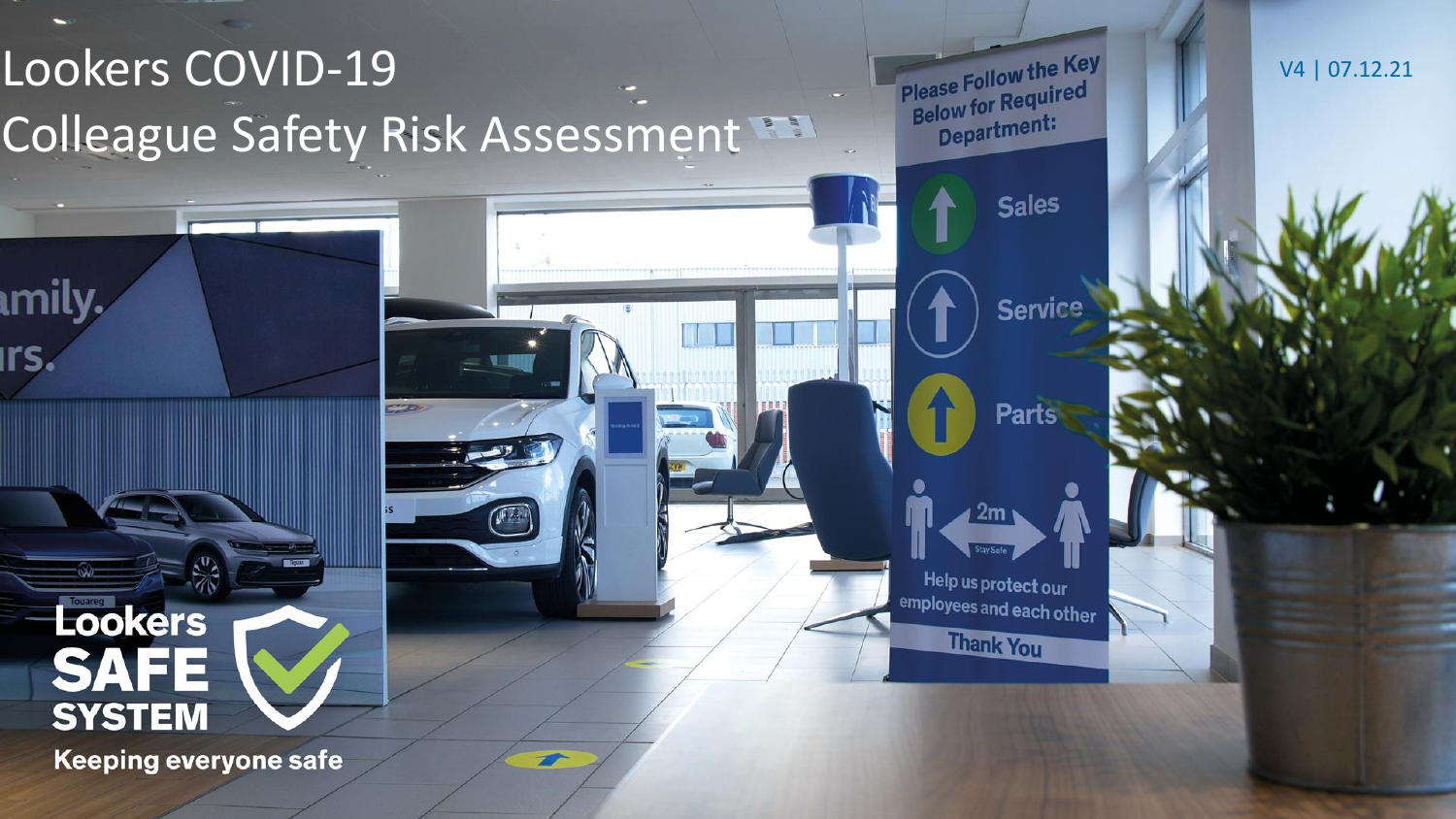# Lookers COVID-19 Colleague Safety Risk Assessment

V4 | 07.12.21

Lookers SAFE SYSTEM

Keeping everyone safe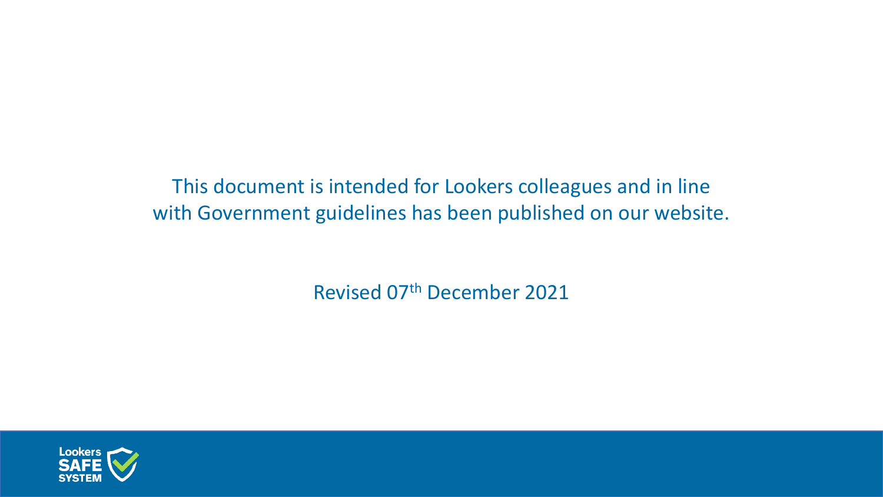This document is intended for Lookers colleagues and in line with Government guidelines has been published on our website.

Revised 07th December 2021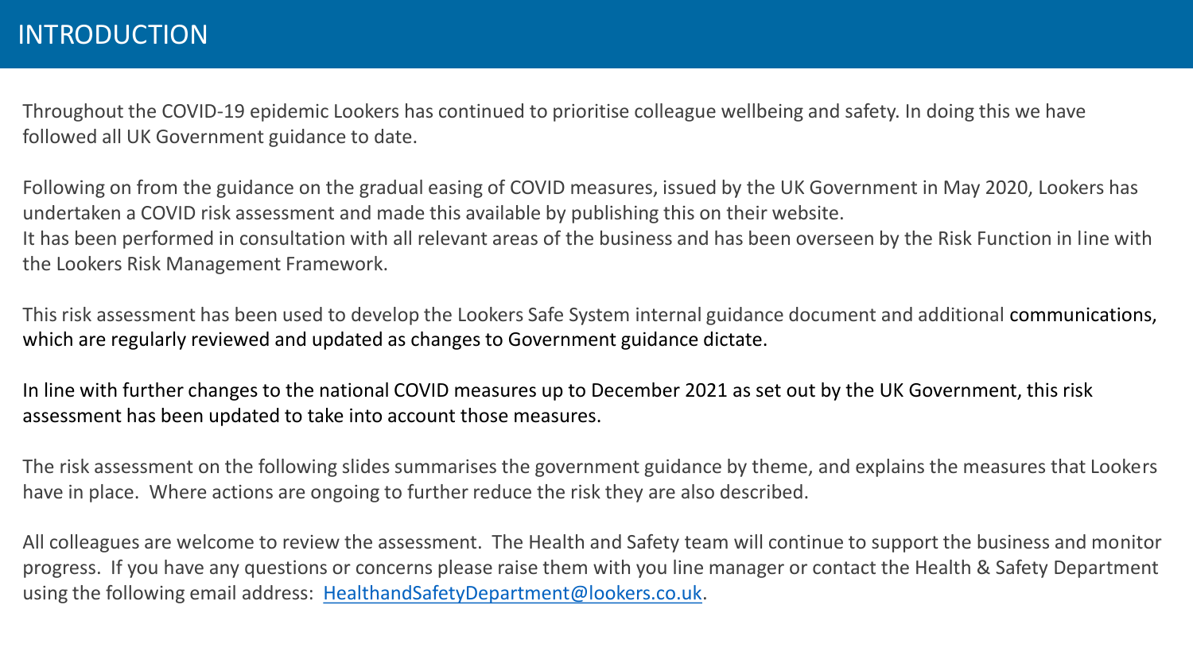# INTRODUCTION

Throughout the COVID-19 epidemic Lookers has continued to prioritise colleague wellbeing and safety. In doing this we have followed all UK Government guidance to date.

Following on from the guidance on the gradual easing of COVID measures, issued by the UK Government in May 2020, Lookers has undertaken a COVID risk assessment and made this available by publishing this on their website.
It has been performed in consultation with all relevant areas of the business and has been overseen by the Risk Function in line with the Lookers Risk Management Framework.

This risk assessment has been used to develop the Lookers Safe System internal guidance document and additional communications, which are regularly reviewed and updated as changes to Government guidance dictate.

In line with further changes to the national COVID measures up to December 2021 as set out by the UK Government, this risk assessment has been updated to take into account those measures.

The risk assessment on the following slides summarises the government guidance by theme, and explains the measures that Lookers have in place. Where actions are ongoing to further reduce the risk they are also described.

All colleagues are welcome to review the assessment. The Health and Safety team will continue to support the business and monitor progress. If you have any questions or concerns please raise them with you line manager or contact the Health & Safety Department using the following email address: HealthandSafetyDepartment@lookers.co.uk.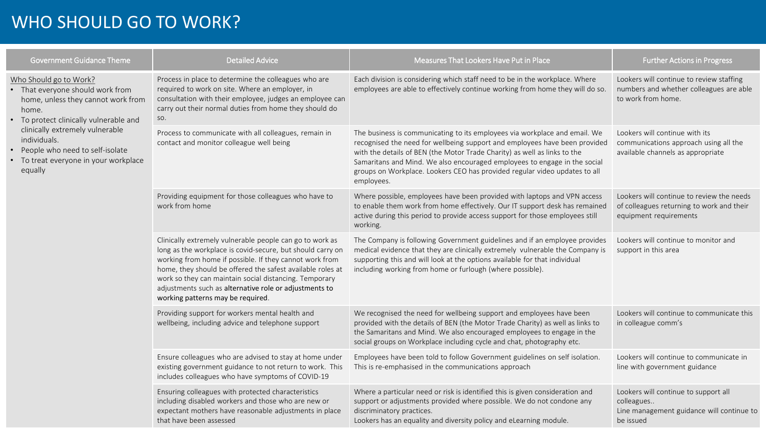# WHO SHOULD GO TO WORK?

| Government Guidance Theme | Detailed Advice | Measures That Lookers Have Put in Place | Further Actions in Progress |
|---|---|---|---|
| Who Should go to Work?<br>• That everyone should work from home, unless they cannot work from home.<br>• To protect clinically vulnerable and clinically extremely vulnerable individuals.<br>• People who need to self-isolate<br>• To treat everyone in your workplace equally | Process in place to determine the colleagues who are required to work on site. Where an employer, in consultation with their employee, judges an employee can carry out their normal duties from home they should do so. | Each division is considering which staff need to be in the workplace. Where employees are able to effectively continue working from home they will do so. | Lookers will continue to review staffing numbers and whether colleagues are able to work from home. |
| | Process to communicate with all colleagues, remain in contact and monitor colleague well being | The business is communicating to its employees via workplace and email. We recognised the need for wellbeing support and employees have been provided with the details of BEN (the Motor Trade Charity) as well as links to the Samaritans and Mind. We also encouraged employees to engage in the social groups on Workplace. Lookers CEO has provided regular video updates to all employees. | Lookers will continue with its communications approach using all the available channels as appropriate |
| | Providing equipment for those colleagues who have to work from home | Where possible, employees have been provided with laptops and VPN access to enable them work from home effectively. Our IT support desk has remained active during this period to provide access support for those employees still working. | Lookers will continue to review the needs of colleagues returning to work and their equipment requirements |
| | Clinically extremely vulnerable people can go to work as long as the workplace is covid-secure, but should carry on working from home if possible. If they cannot work from home, they should be offered the safest available roles at work so they can maintain social distancing. Temporary adjustments such as alternative role or adjustments to working patterns may be required. | The Company is following Government guidelines and if an employee provides medical evidence that they are clinically extremely vulnerable the Company is supporting this and will look at the options available for that individual including working from home or furlough (where possible). | Lookers will continue to monitor and support in this area |
| | Providing support for workers mental health and wellbeing, including advice and telephone support | We recognised the need for wellbeing support and employees have been provided with the details of BEN (the Motor Trade Charity) as well as links to the Samaritans and Mind. We also encouraged employees to engage in the social groups on Workplace including cycle and chat, photography etc. | Lookers will continue to communicate this in colleague comm's |
| | Ensure colleagues who are advised to stay at home under existing government guidance to not return to work. This includes colleagues who have symptoms of COVID-19 | Employees have been told to follow Government guidelines on self isolation. This is re-emphasised in the communications approach | Lookers will continue to communicate in line with government guidance |
| | Ensuring colleagues with protected characteristics including disabled workers and those who are new or expectant mothers have reasonable adjustments in place that have been assessed | Where a particular need or risk is identified this is given consideration and support or adjustments provided where possible. We do not condone any discriminatory practices.<br>Lookers has an equality and diversity policy and eLearning module. | Lookers will continue to support all colleagues..<br>Line management guidance will continue to be issued |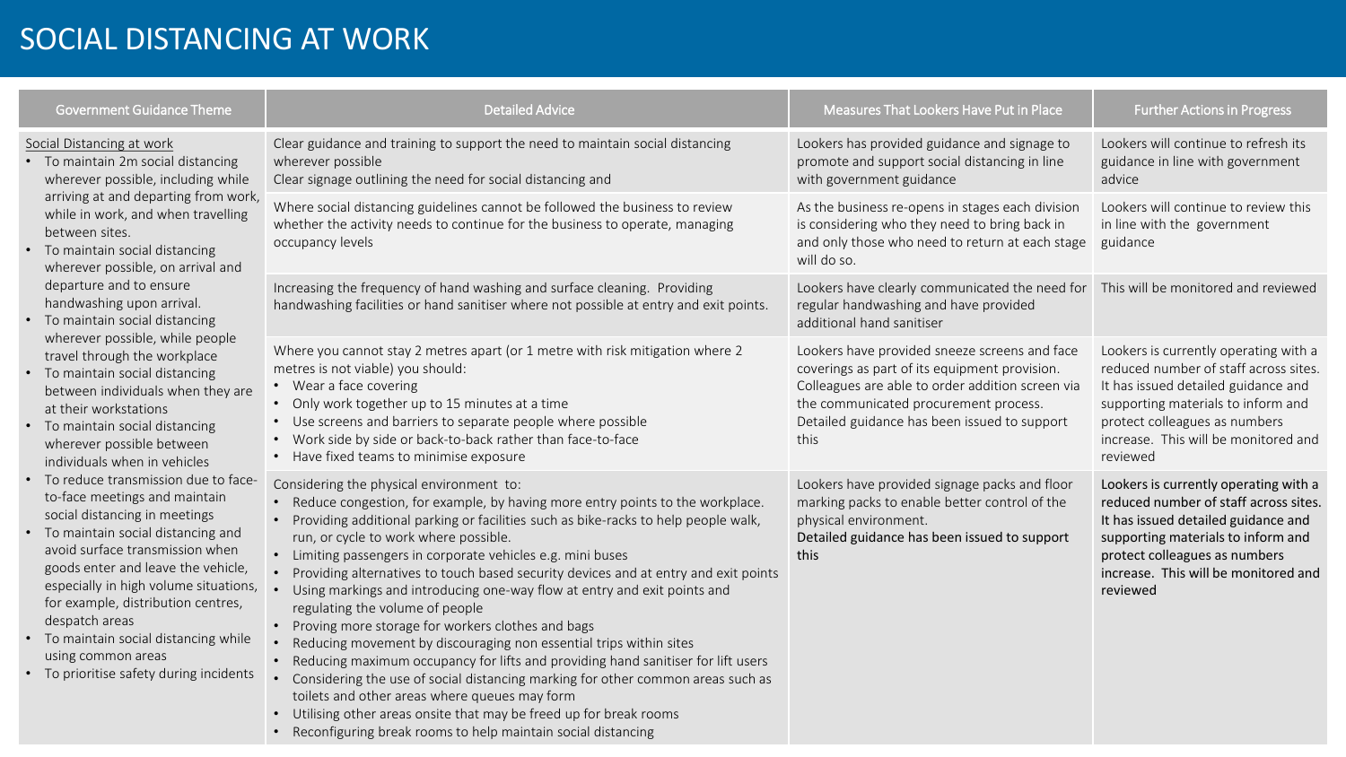# SOCIAL DISTANCING AT WORK

| Government Guidance Theme | Detailed Advice | Measures That Lookers Have Put in Place | Further Actions in Progress |
|---|---|---|---|
| Social Distancing at work<br>• To maintain 2m social distancing wherever possible, including while arriving at and departing from work, while in work, and when travelling between sites.<br>• To maintain social distancing wherever possible, on arrival and departure and to ensure handwashing upon arrival.<br>• To maintain social distancing wherever possible, while people travel through the workplace<br>• To maintain social distancing between individuals when they are at their workstations<br>• To maintain social distancing wherever possible between individuals when in vehicles<br>• To reduce transmission due to face-to-face meetings and maintain social distancing in meetings<br>• To maintain social distancing and avoid surface transmission when goods enter and leave the vehicle, especially in high volume situations, for example, distribution centres, despatch areas<br>• To maintain social distancing while using common areas<br>• To prioritise safety during incidents | Clear guidance and training to support the need to maintain social distancing wherever possible<br>Clear signage outlining the need for social distancing and | Lookers has provided guidance and signage to promote and support social distancing in line with government guidance | Lookers will continue to refresh its guidance in line with government advice |
| | Where social distancing guidelines cannot be followed the business to review whether the activity needs to continue for the business to operate, managing occupancy levels | As the business re-opens in stages each division is considering who they need to bring back in and only those who need to return at each stage will do so. | Lookers will continue to review this in line with the government guidance |
| | Increasing the frequency of hand washing and surface cleaning. Providing handwashing facilities or hand sanitiser where not possible at entry and exit points. | Lookers have clearly communicated the need for regular handwashing and have provided additional hand sanitiser | This will be monitored and reviewed |
| | Where you cannot stay 2 metres apart (or 1 metre with risk mitigation where 2 metres is not viable) you should:<br>• Wear a face covering<br>• Only work together up to 15 minutes at a time<br>• Use screens and barriers to separate people where possible<br>• Work side by side or back-to-back rather than face-to-face<br>• Have fixed teams to minimise exposure | Lookers have provided sneeze screens and face coverings as part of its equipment provision. Colleagues are able to order addition screen via the communicated procurement process. Detailed guidance has been issued to support this | Lookers is currently operating with a reduced number of staff across sites. It has issued detailed guidance and supporting materials to inform and protect colleagues as numbers increase. This will be monitored and reviewed |
| | Considering the physical environment to:<br>• Reduce congestion, for example, by having more entry points to the workplace.<br>• Providing additional parking or facilities such as bike-racks to help people walk, run, or cycle to work where possible.<br>• Limiting passengers in corporate vehicles e.g. mini buses<br>• Providing alternatives to touch based security devices and at entry and exit points<br>• Using markings and introducing one-way flow at entry and exit points and regulating the volume of people<br>• Proving more storage for workers clothes and bags<br>• Reducing movement by discouraging non essential trips within sites<br>• Reducing maximum occupancy for lifts and providing hand sanitiser for lift users<br>• Considering the use of social distancing marking for other common areas such as toilets and other areas where queues may form<br>• Utilising other areas onsite that may be freed up for break rooms<br>• Reconfiguring break rooms to help maintain social distancing | Lookers have provided signage packs and floor marking packs to enable better control of the physical environment.<br>Detailed guidance has been issued to support this | Lookers is currently operating with a reduced number of staff across sites. It has issued detailed guidance and supporting materials to inform and protect colleagues as numbers increase. This will be monitored and reviewed |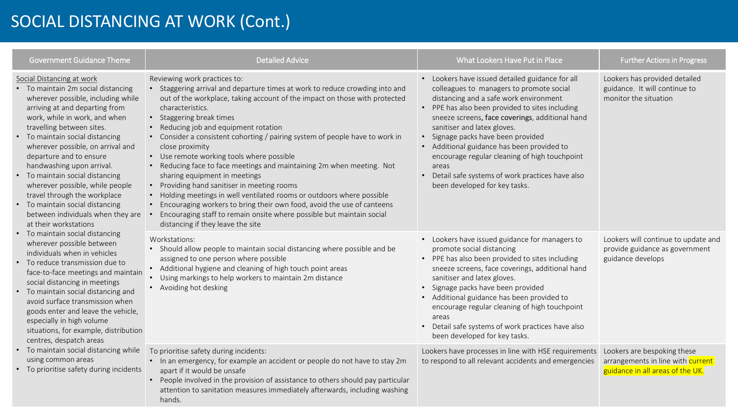# SOCIAL DISTANCING AT WORK (Cont.)

| Government Guidance Theme | Detailed Advice | What Lookers Have Put in Place | Further Actions in Progress |
|---|---|---|---|
| Social Distancing at work<br>• To maintain 2m social distancing wherever possible, including while arriving at and departing from work, while in work, and when travelling between sites.<br>• To maintain social distancing wherever possible, on arrival and departure and to ensure handwashing upon arrival.<br>• To maintain social distancing wherever possible, while people travel through the workplace<br>• To maintain social distancing between individuals when they are at their workstations<br>• To maintain social distancing wherever possible between individuals when in vehicles<br>• To reduce transmission due to face-to-face meetings and maintain social distancing in meetings<br>• To maintain social distancing and avoid surface transmission when goods enter and leave the vehicle, especially in high volume situations, for example, distribution centres, despatch areas<br>• To maintain social distancing while using common areas<br>• To prioritise safety during incidents | Reviewing work practices to:<br>• Staggering arrival and departure times at work to reduce crowding into and out of the workplace, taking account of the impact on those with protected characteristics.<br>• Staggering break times<br>• Reducing job and equipment rotation<br>• Consider a consistent cohorting / pairing system of people have to work in close proximity<br>• Use remote working tools where possible<br>• Reducing face to face meetings and maintaining 2m when meeting. Not sharing equipment in meetings<br>• Providing hand sanitiser in meeting rooms<br>• Holding meetings in well ventilated rooms or outdoors where possible<br>• Encouraging workers to bring their own food, avoid the use of canteens<br>• Encouraging staff to remain onsite where possible but maintain social distancing if they leave the site | • Lookers have issued detailed guidance for all colleagues to managers to promote social distancing and a safe work environment<br>• PPE has also been provided to sites including sneeze screens, face coverings, additional hand sanitiser and latex gloves.<br>• Signage packs have been provided<br>• Additional guidance has been provided to encourage regular cleaning of high touchpoint areas<br>• Detail safe systems of work practices have also been developed for key tasks. | Lookers has provided detailed guidance. It will continue to monitor the situation |
| | Workstations:<br>• Should allow people to maintain social distancing where possible and be assigned to one person where possible<br>• Additional hygiene and cleaning of high touch point areas<br>• Using markings to help workers to maintain 2m distance<br>• Avoiding hot desking | • Lookers have issued guidance for managers to promote social distancing<br>• PPE has also been provided to sites including sneeze screens, face coverings, additional hand sanitiser and latex gloves.<br>• Signage packs have been provided<br>• Additional guidance has been provided to encourage regular cleaning of high touchpoint areas<br>• Detail safe systems of work practices have also been developed for key tasks. | Lookers will continue to update and provide guidance as government guidance develops |
| | To prioritise safety during incidents:<br>• In an emergency, for example an accident or people do not have to stay 2m apart if it would be unsafe<br>• People involved in the provision of assistance to others should pay particular attention to sanitation measures immediately afterwards, including washing hands. | Lookers have processes in line with HSE requirements to respond to all relevant accidents and emergencies | Lookers are bespoking these arrangements in line with current guidance in all areas of the UK. |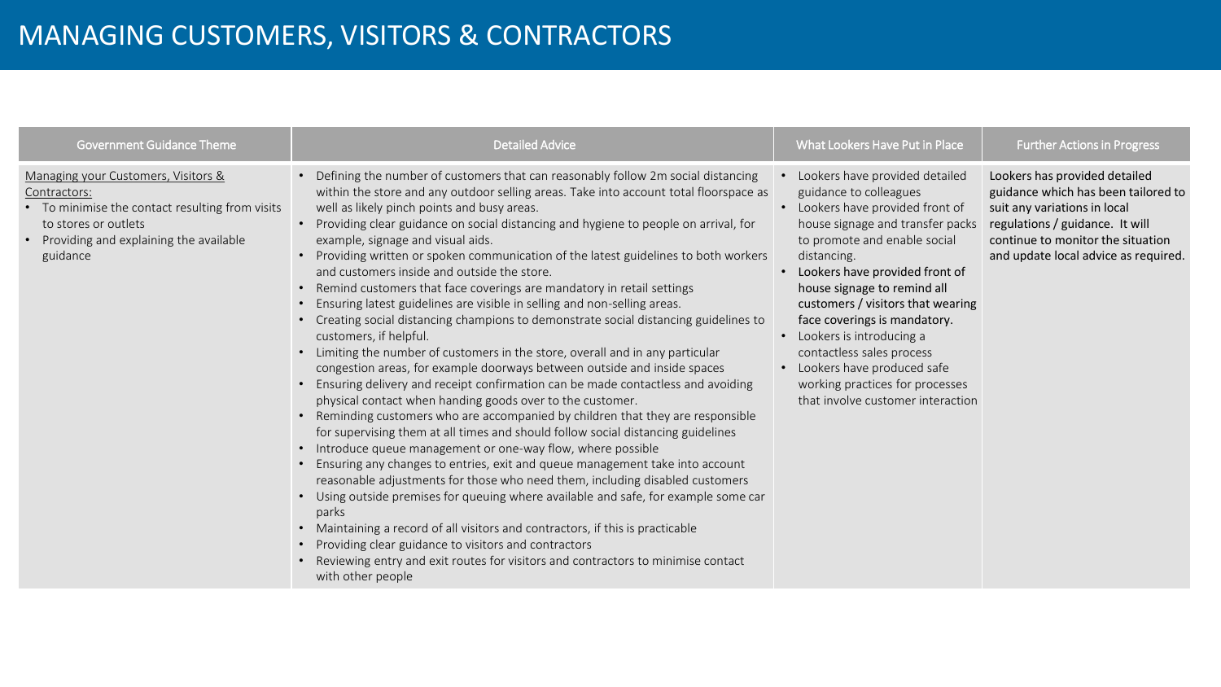# MANAGING CUSTOMERS, VISITORS & CONTRACTORS

| Government Guidance Theme | Detailed Advice | What Lookers Have Put in Place | Further Actions in Progress |
|---|---|---|---|
| Managing your Customers, Visitors & Contractors:<br>• To minimise the contact resulting from visits to stores or outlets<br>• Providing and explaining the available guidance | • Defining the number of customers that can reasonably follow 2m social distancing within the store and any outdoor selling areas. Take into account total floorspace as well as likely pinch points and busy areas.<br>• Providing clear guidance on social distancing and hygiene to people on arrival, for example, signage and visual aids.<br>• Providing written or spoken communication of the latest guidelines to both workers and customers inside and outside the store.<br>• Remind customers that face coverings are mandatory in retail settings<br>• Ensuring latest guidelines are visible in selling and non-selling areas.<br>• Creating social distancing champions to demonstrate social distancing guidelines to customers, if helpful.<br>• Limiting the number of customers in the store, overall and in any particular congestion areas, for example doorways between outside and inside spaces<br>• Ensuring delivery and receipt confirmation can be made contactless and avoiding physical contact when handing goods over to the customer.<br>• Reminding customers who are accompanied by children that they are responsible for supervising them at all times and should follow social distancing guidelines<br>• Introduce queue management or one-way flow, where possible<br>• Ensuring any changes to entries, exit and queue management take into account reasonable adjustments for those who need them, including disabled customers<br>• Using outside premises for queuing where available and safe, for example some car parks<br>• Maintaining a record of all visitors and contractors, if this is practicable<br>• Providing clear guidance to visitors and contractors<br>• Reviewing entry and exit routes for visitors and contractors to minimise contact with other people | • Lookers have provided detailed guidance to colleagues<br>• Lookers have provided front of house signage and transfer packs to promote and enable social distancing.<br>• Lookers have provided front of house signage to remind all customers / visitors that wearing face coverings is mandatory.<br>• Lookers is introducing a contactless sales process<br>• Lookers have produced safe working practices for processes that involve customer interaction | Lookers has provided detailed guidance which has been tailored to suit any variations in local regulations / guidance. It will continue to monitor the situation and update local advice as required. |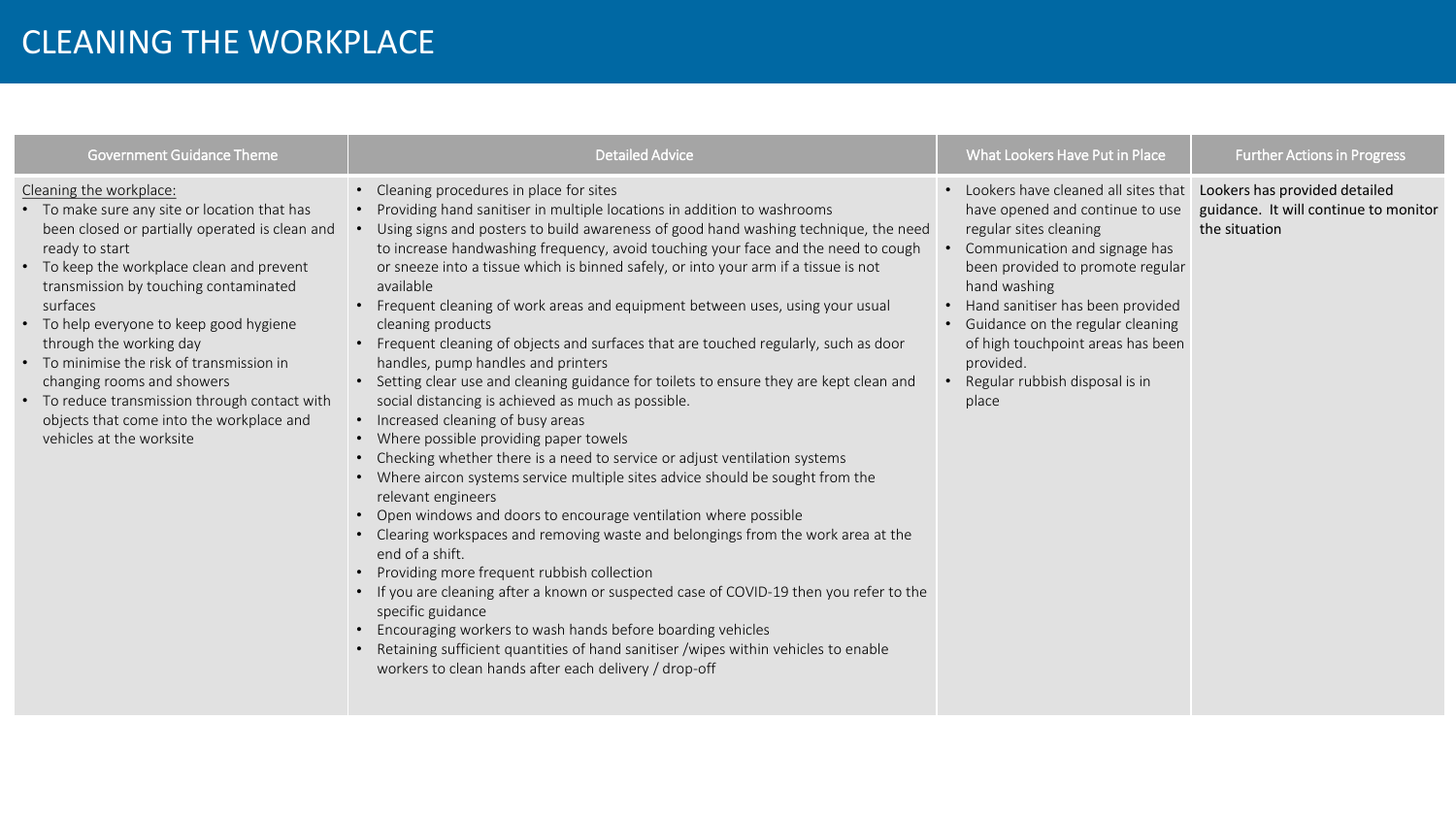# CLEANING THE WORKPLACE

| Government Guidance Theme | Detailed Advice | What Lookers Have Put in Place | Further Actions in Progress |
|---|---|---|---|
| Cleaning the workplace:<br>• To make sure any site or location that has been closed or partially operated is clean and ready to start<br>• To keep the workplace clean and prevent transmission by touching contaminated surfaces<br>• To help everyone to keep good hygiene through the working day<br>• To minimise the risk of transmission in changing rooms and showers<br>• To reduce transmission through contact with objects that come into the workplace and vehicles at the worksite | • Cleaning procedures in place for sites<br>• Providing hand sanitiser in multiple locations in addition to washrooms<br>• Using signs and posters to build awareness of good hand washing technique, the need to increase handwashing frequency, avoid touching your face and the need to cough or sneeze into a tissue which is binned safely, or into your arm if a tissue is not available<br>• Frequent cleaning of work areas and equipment between uses, using your usual cleaning products<br>• Frequent cleaning of objects and surfaces that are touched regularly, such as door handles, pump handles and printers<br>• Setting clear use and cleaning guidance for toilets to ensure they are kept clean and social distancing is achieved as much as possible.<br>• Increased cleaning of busy areas<br>• Where possible providing paper towels<br>• Checking whether there is a need to service or adjust ventilation systems<br>• Where aircon systems service multiple sites advice should be sought from the relevant engineers<br>• Open windows and doors to encourage ventilation where possible<br>• Clearing workspaces and removing waste and belongings from the work area at the end of a shift.<br>• Providing more frequent rubbish collection<br>• If you are cleaning after a known or suspected case of COVID-19 then you refer to the specific guidance<br>• Encouraging workers to wash hands before boarding vehicles<br>• Retaining sufficient quantities of hand sanitiser /wipes within vehicles to enable workers to clean hands after each delivery / drop-off | • Lookers have cleaned all sites that have opened and continue to use regular sites cleaning<br>• Communication and signage has been provided to promote regular hand washing<br>• Hand sanitiser has been provided<br>• Guidance on the regular cleaning of high touchpoint areas has been provided.<br>• Regular rubbish disposal is in place | Lookers has provided detailed guidance. It will continue to monitor the situation |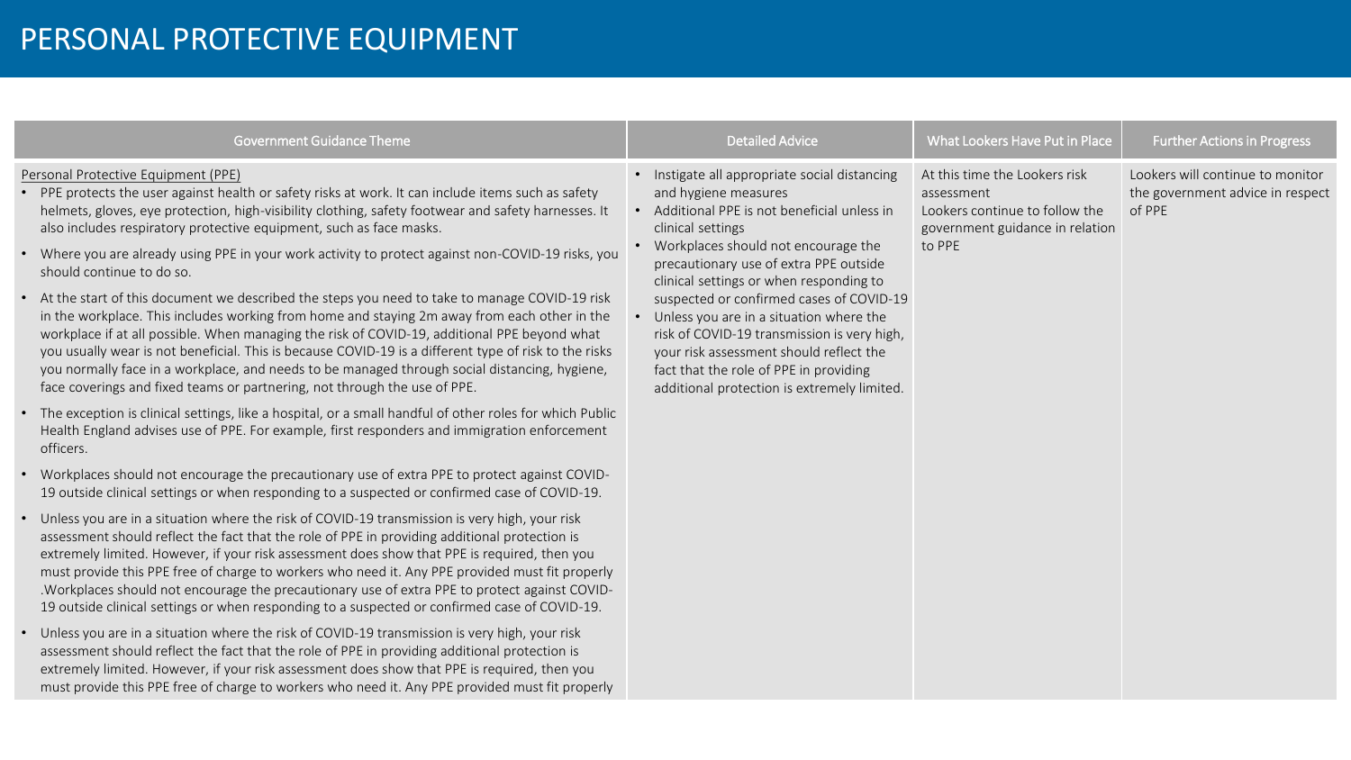# PERSONAL PROTECTIVE EQUIPMENT

| Government Guidance Theme | Detailed Advice | What Lookers Have Put in Place | Further Actions in Progress |
| --- | --- | --- | --- |
| Personal Protective Equipment (PPE)<br>• PPE protects the user against health or safety risks at work. It can include items such as safety helmets, gloves, eye protection, high-visibility clothing, safety footwear and safety harnesses. It also includes respiratory protective equipment, such as face masks.<br>• Where you are already using PPE in your work activity to protect against non-COVID-19 risks, you should continue to do so.<br>• At the start of this document we described the steps you need to take to manage COVID-19 risk in the workplace. This includes working from home and staying 2m away from each other in the workplace if at all possible. When managing the risk of COVID-19, additional PPE beyond what you usually wear is not beneficial. This is because COVID-19 is a different type of risk to the risks you normally face in a workplace, and needs to be managed through social distancing, hygiene, face coverings and fixed teams or partnering, not through the use of PPE.<br>• The exception is clinical settings, like a hospital, or a small handful of other roles for which Public Health England advises use of PPE. For example, first responders and immigration enforcement officers.<br>• Workplaces should not encourage the precautionary use of extra PPE to protect against COVID-19 outside clinical settings or when responding to a suspected or confirmed case of COVID-19.<br>• Unless you are in a situation where the risk of COVID-19 transmission is very high, your risk assessment should reflect the fact that the role of PPE in providing additional protection is extremely limited. However, if your risk assessment does show that PPE is required, then you must provide this PPE free of charge to workers who need it. Any PPE provided must fit properly .Workplaces should not encourage the precautionary use of extra PPE to protect against COVID-19 outside clinical settings or when responding to a suspected or confirmed case of COVID-19.<br>• Unless you are in a situation where the risk of COVID-19 transmission is very high, your risk assessment should reflect the fact that the role of PPE in providing additional protection is extremely limited. However, if your risk assessment does show that PPE is required, then you must provide this PPE free of charge to workers who need it. Any PPE provided must fit properly | • Instigate all appropriate social distancing and hygiene measures<br>• Additional PPE is not beneficial unless in clinical settings<br>• Workplaces should not encourage the precautionary use of extra PPE outside clinical settings or when responding to suspected or confirmed cases of COVID-19<br>• Unless you are in a situation where the risk of COVID-19 transmission is very high, your risk assessment should reflect the fact that the role of PPE in providing additional protection is extremely limited. | At this time the Lookers risk assessment<br>Lookers continue to follow the government guidance in relation to PPE | Lookers will continue to monitor the government advice in respect of PPE |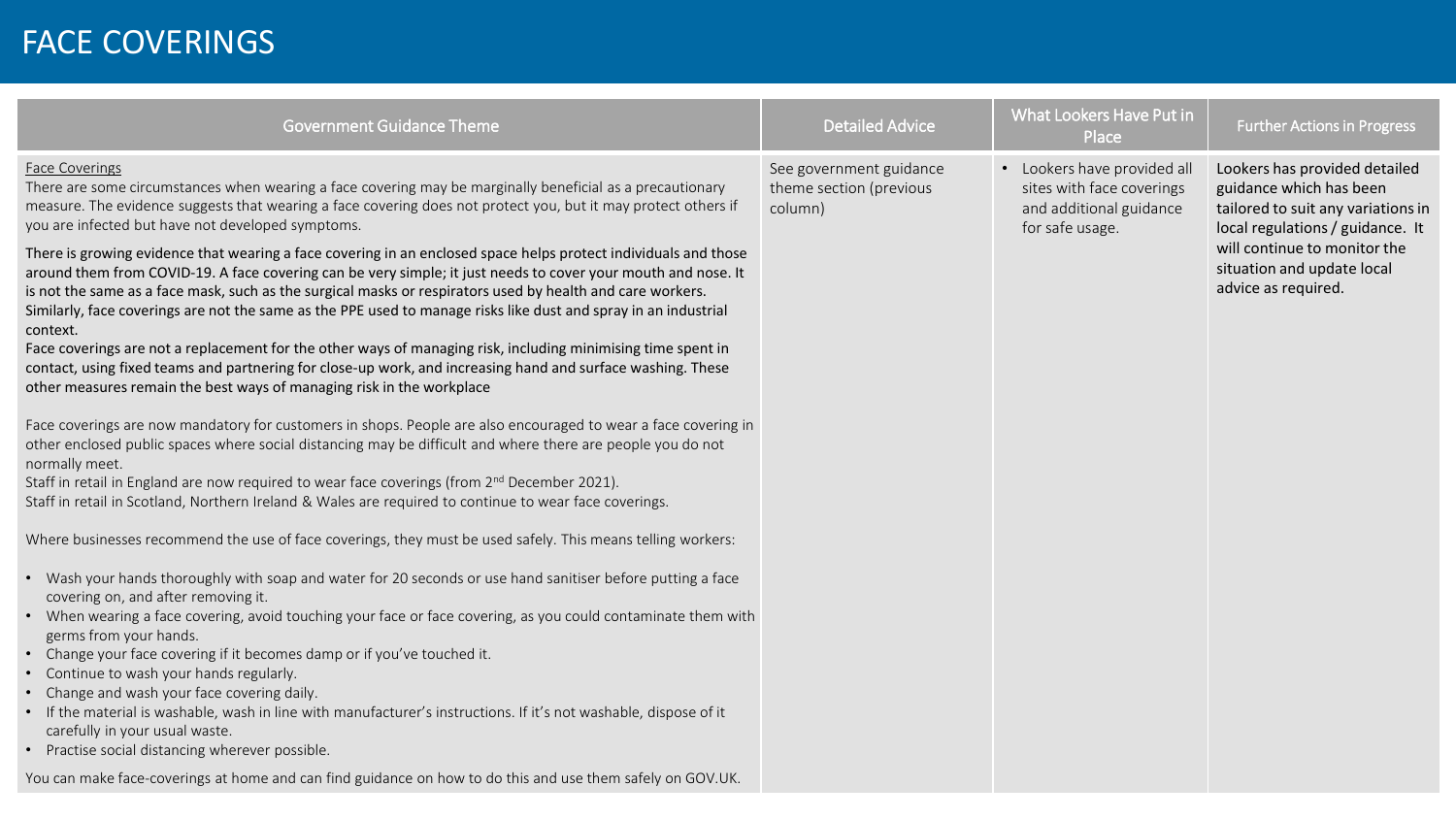# FACE COVERINGS

| Government Guidance Theme | Detailed Advice | What Lookers Have Put in Place | Further Actions in Progress |
|---|---|---|---|
| Face Coverings<br>There are some circumstances when wearing a face covering may be marginally beneficial as a precautionary measure. The evidence suggests that wearing a face covering does not protect you, but it may protect others if you are infected but have not developed symptoms.<br>There is growing evidence that wearing a face covering in an enclosed space helps protect individuals and those around them from COVID-19. A face covering can be very simple; it just needs to cover your mouth and nose. It is not the same as a face mask, such as the surgical masks or respirators used by health and care workers. Similarly, face coverings are not the same as the PPE used to manage risks like dust and spray in an industrial context.<br>Face coverings are not a replacement for the other ways of managing risk, including minimising time spent in contact, using fixed teams and partnering for close-up work, and increasing hand and surface washing. These other measures remain the best ways of managing risk in the workplace<br><br>Face coverings are now mandatory for customers in shops. People are also encouraged to wear a face covering in other enclosed public spaces where social distancing may be difficult and where there are people you do not normally meet.<br>Staff in retail in England are now required to wear face coverings (from 2nd December 2021).<br>Staff in retail in Scotland, Northern Ireland & Wales are required to continue to wear face coverings.<br><br>Where businesses recommend the use of face coverings, they must be used safely. This means telling workers:<br><br>• Wash your hands thoroughly with soap and water for 20 seconds or use hand sanitiser before putting a face covering on, and after removing it.<br>• When wearing a face covering, avoid touching your face or face covering, as you could contaminate them with germs from your hands.<br>• Change your face covering if it becomes damp or if you've touched it.<br>• Continue to wash your hands regularly.<br>• Change and wash your face covering daily.<br>• If the material is washable, wash in line with manufacturer's instructions. If it's not washable, dispose of it carefully in your usual waste.<br>• Practise social distancing wherever possible.<br><br>You can make face-coverings at home and can find guidance on how to do this and use them safely on GOV.UK. | See government guidance theme section (previous column) | • Lookers have provided all sites with face coverings and additional guidance for safe usage. | Lookers has provided detailed guidance which has been tailored to suit any variations in local regulations / guidance. It will continue to monitor the situation and update local advice as required. |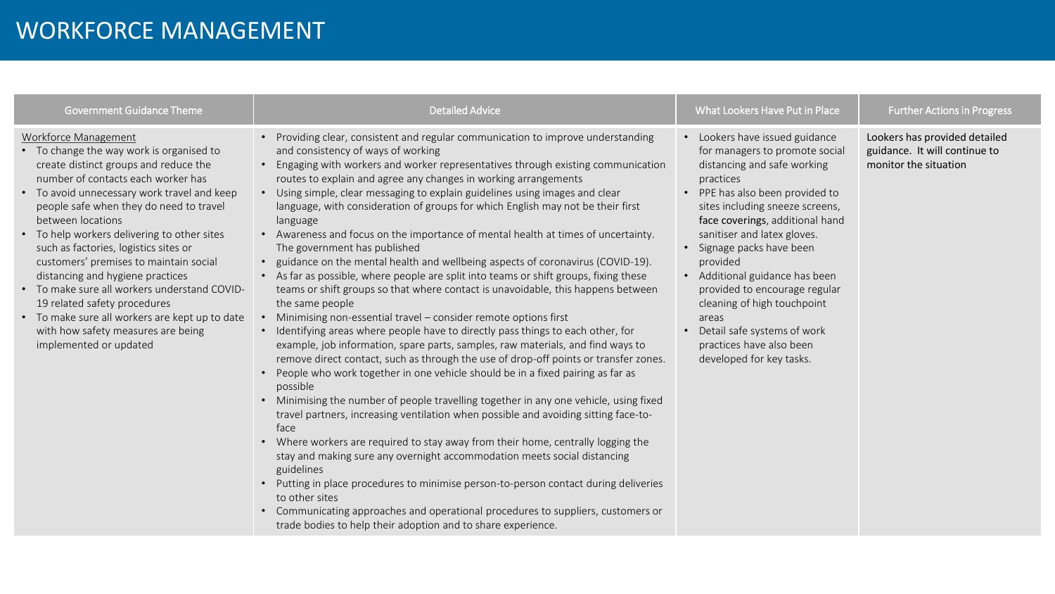# WORKFORCE MANAGEMENT

| Government Guidance Theme | Detailed Advice | What Lookers Have Put in Place | Further Actions in Progress |
|---|---|---|---|
| Workforce Management<br>• To change the way work is organised to create distinct groups and reduce the number of contacts each worker has<br>• To avoid unnecessary work travel and keep people safe when they do need to travel between locations<br>• To help workers delivering to other sites such as factories, logistics sites or customers' premises to maintain social distancing and hygiene practices<br>• To make sure all workers understand COVID-19 related safety procedures<br>• To make sure all workers are kept up to date with how safety measures are being implemented or updated | • Providing clear, consistent and regular communication to improve understanding and consistency of ways of working<br>• Engaging with workers and worker representatives through existing communication routes to explain and agree any changes in working arrangements<br>• Using simple, clear messaging to explain guidelines using images and clear language, with consideration of groups for which English may not be their first language<br>• Awareness and focus on the importance of mental health at times of uncertainty. The government has published<br>• guidance on the mental health and wellbeing aspects of coronavirus (COVID-19).<br>• As far as possible, where people are split into teams or shift groups, fixing these teams or shift groups so that where contact is unavoidable, this happens between the same people<br>• Minimising non-essential travel – consider remote options first<br>• Identifying areas where people have to directly pass things to each other, for example, job information, spare parts, samples, raw materials, and find ways to remove direct contact, such as through the use of drop-off points or transfer zones.<br>• People who work together in one vehicle should be in a fixed pairing as far as possible<br>• Minimising the number of people travelling together in any one vehicle, using fixed travel partners, increasing ventilation when possible and avoiding sitting face-to-face<br>• Where workers are required to stay away from their home, centrally logging the stay and making sure any overnight accommodation meets social distancing guidelines<br>• Putting in place procedures to minimise person-to-person contact during deliveries to other sites<br>• Communicating approaches and operational procedures to suppliers, customers or trade bodies to help their adoption and to share experience. | • Lookers have issued guidance for managers to promote social distancing and safe working practices<br>• PPE has also been provided to sites including sneeze screens, face coverings, additional hand sanitiser and latex gloves.<br>• Signage packs have been provided<br>• Additional guidance has been provided to encourage regular cleaning of high touchpoint areas<br>• Detail safe systems of work practices have also been developed for key tasks. | Lookers has provided detailed guidance. It will continue to monitor the situation |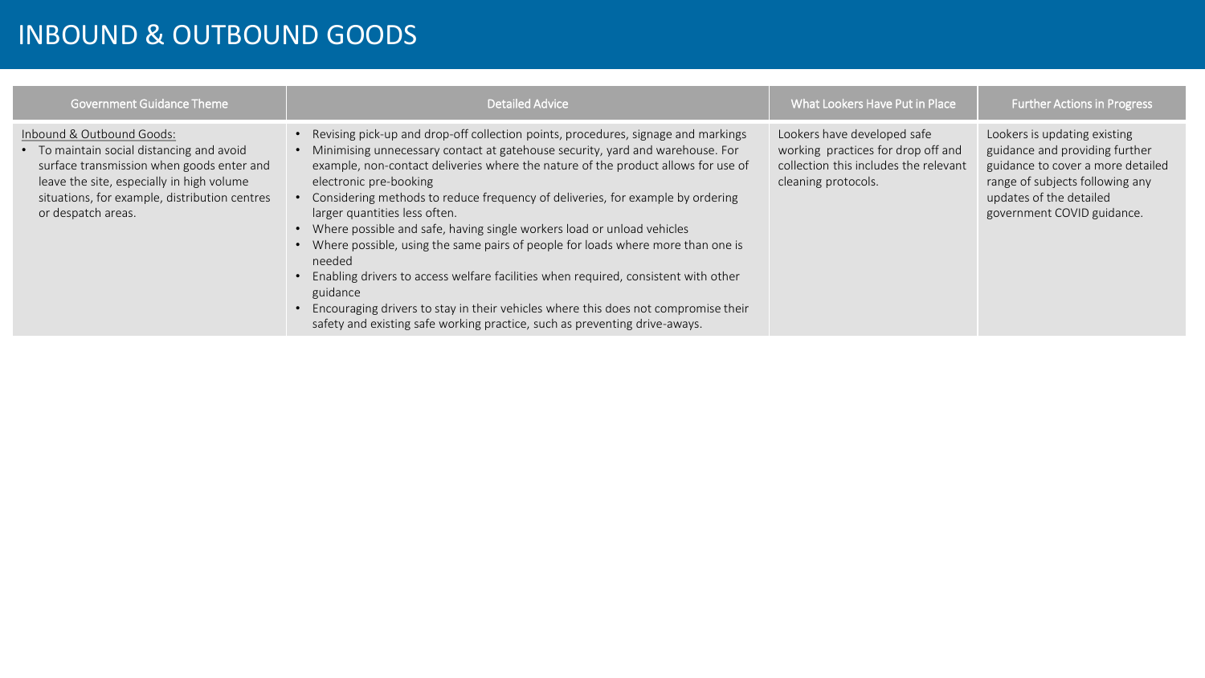# INBOUND & OUTBOUND GOODS

| Government Guidance Theme | Detailed Advice | What Lookers Have Put in Place | Further Actions in Progress |
|---|---|---|---|
| Inbound & Outbound Goods:<br>• To maintain social distancing and avoid surface transmission when goods enter and leave the site, especially in high volume situations, for example, distribution centres or despatch areas. | • Revising pick-up and drop-off collection points, procedures, signage and markings<br>• Minimising unnecessary contact at gatehouse security, yard and warehouse. For example, non-contact deliveries where the nature of the product allows for use of electronic pre-booking<br>• Considering methods to reduce frequency of deliveries, for example by ordering larger quantities less often.<br>• Where possible and safe, having single workers load or unload vehicles<br>• Where possible, using the same pairs of people for loads where more than one is needed<br>• Enabling drivers to access welfare facilities when required, consistent with other guidance<br>• Encouraging drivers to stay in their vehicles where this does not compromise their safety and existing safe working practice, such as preventing drive-aways. | Lookers have developed safe working practices for drop off and collection this includes the relevant cleaning protocols. | Lookers is updating existing guidance and providing further guidance to cover a more detailed range of subjects following any updates of the detailed government COVID guidance. |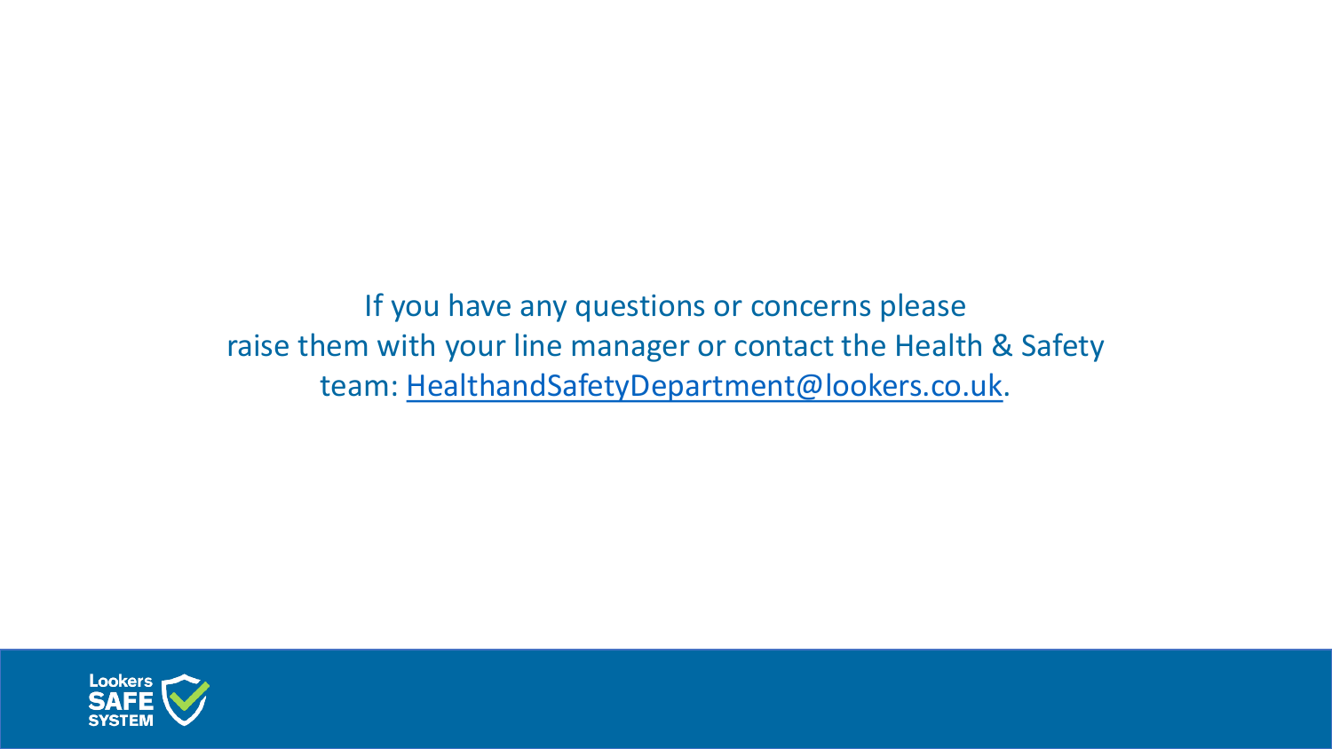If you have any questions or concerns please raise them with your line manager or contact the Health & Safety team: HealthandSafetyDepartment@lookers.co.uk.